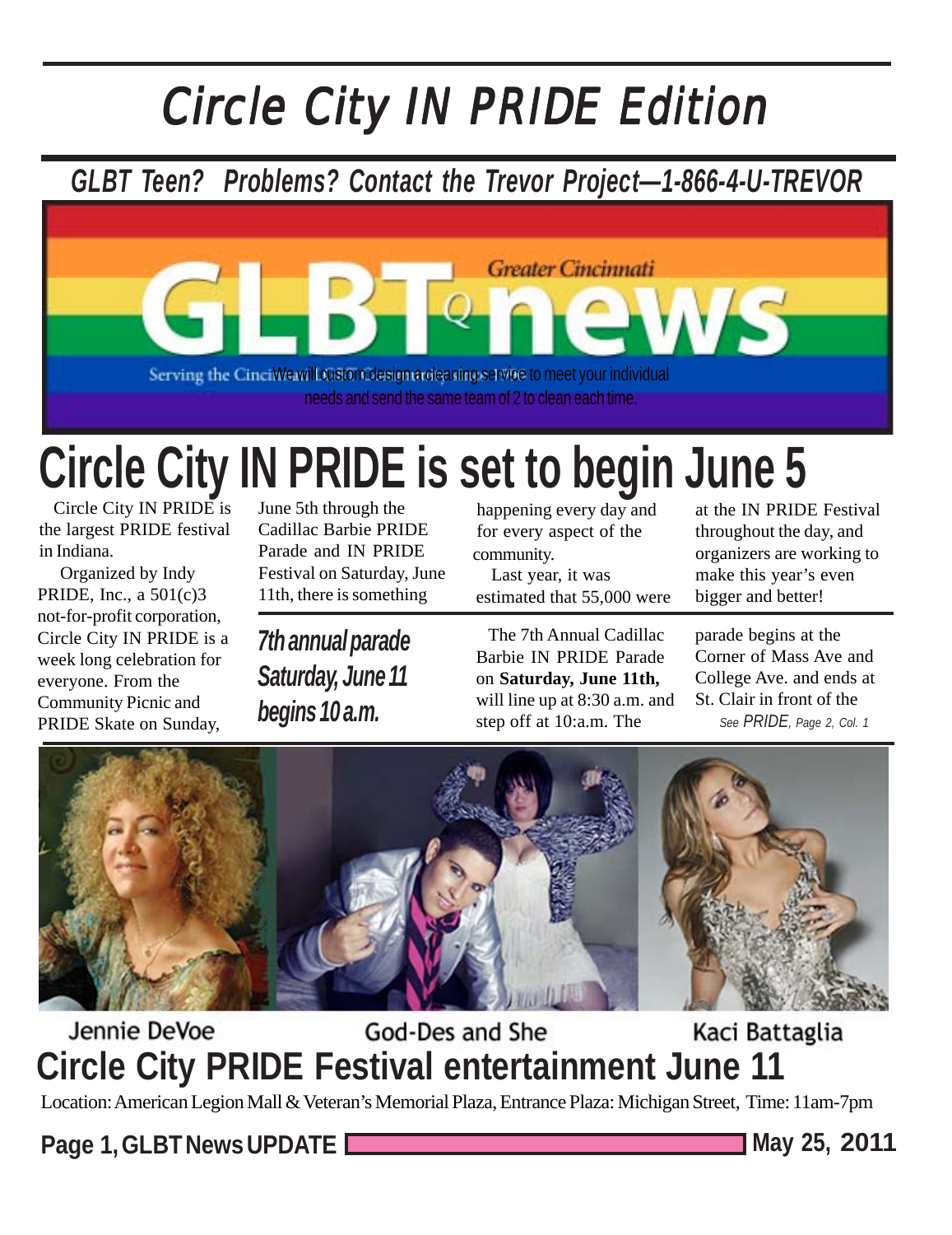# Circle City IN PRIDE Edition

***GLBT Teen? Problems? Contact the Trevor Project—1-866-4-U-TREVOR***

Greater Cincinnati GLBTQ news

Serving the Cinci We will custom design a cleaning service to meet your individual needs and send the same team of 2 to clean each time.

# Circle City IN PRIDE is set to begin June 5

Circle City IN PRIDE is the largest PRIDE festival in Indiana.

Organized by Indy PRIDE, Inc., a 501(c)3 not-for-profit corporation, Circle City IN PRIDE is a week long celebration for everyone. From the Community Picnic and PRIDE Skate on Sunday, June 5th through the Cadillac Barbie PRIDE Parade and IN PRIDE Festival on Saturday, June 11th, there is something happening every day and for every aspect of the community.

Last year, it was estimated that 55,000 were at the IN PRIDE Festival throughout the day, and organizers are working to make this year's even bigger and better!

***7th annual parade Saturday, June 11 begins 10 a.m.***

The 7th Annual Cadillac Barbie IN PRIDE Parade on **Saturday, June 11th,** will line up at 8:30 a.m. and step off at 10:a.m. The parade begins at the Corner of Mass Ave and College Ave. and ends at St. Clair in front of the

*See PRIDE, Page 2, Col. 1*

Jennie DeVoe God-Des and She Kaci Battaglia

## Circle City PRIDE Festival entertainment June 11

Location: American Legion Mall & Veteran's Memorial Plaza, Entrance Plaza: Michigan Street, Time: 11am-7pm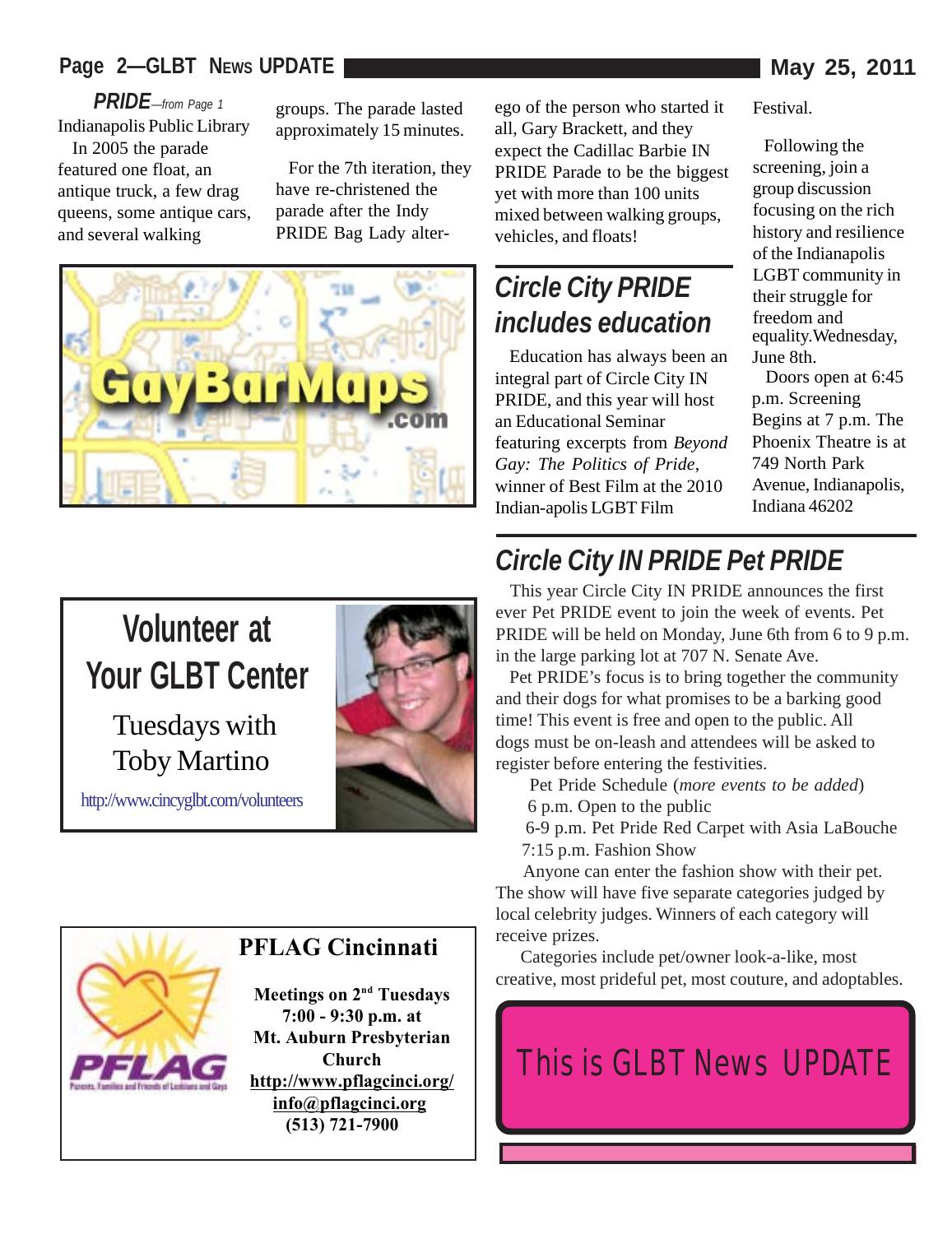*PRIDE—from Page 1*

Indianapolis Public Library

In 2005 the parade featured one float, an antique truck, a few drag queens, some antique cars, and several walking groups. The parade lasted approximately 15 minutes.

For the 7th iteration, they have re-christened the parade after the Indy PRIDE Bag Lady alter-ego of the person who started it all, Gary Brackett, and they expect the Cadillac Barbie IN PRIDE Parade to be the biggest yet with more than 100 units mixed between walking groups, vehicles, and floats!

GayBarMaps.com

## Circle City PRIDE includes education

Education has always been an integral part of Circle City IN PRIDE, and this year will host an Educational Seminar featuring excerpts from *Beyond Gay: The Politics of Pride*, winner of Best Film at the 2010 Indian-apolis LGBT Film Festival.

Following the screening, join a group discussion focusing on the rich history and resilience of the Indianapolis LGBT community in their struggle for freedom and equality.Wednesday, June 8th.

Doors open at 6:45 p.m. Screening Begins at 7 p.m. The Phoenix Theatre is at 749 North Park Avenue, Indianapolis, Indiana 46202

## Volunteer at Your GLBT Center

Tuesdays with Toby Martino

http://www.cincyglbt.com/volunteers

## Circle City IN PRIDE Pet PRIDE

This year Circle City IN PRIDE announces the first ever Pet PRIDE event to join the week of events. Pet PRIDE will be held on Monday, June 6th from 6 to 9 p.m. in the large parking lot at 707 N. Senate Ave.

Pet PRIDE's focus is to bring together the community and their dogs for what promises to be a barking good time! This event is free and open to the public. All dogs must be on-leash and attendees will be asked to register before entering the festivities.

Pet Pride Schedule (*more events to be added*)

6 p.m. Open to the public

6-9 p.m. Pet Pride Red Carpet with Asia LaBouche

7:15 p.m. Fashion Show

Anyone can enter the fashion show with their pet. The show will have five separate categories judged by local celebrity judges. Winners of each category will receive prizes.

Categories include pet/owner look-a-like, most creative, most prideful pet, most couture, and adoptables.

## PFLAG Cincinnati

PFLAG Parents, Families and Friends of Lesbians and Gays

**Meetings on 2nd Tuesdays 7:00 - 9:30 p.m. at Mt. Auburn Presbyterian Church**

**http://www.pflagcinci.org/**

**info@pflagcinci.org**

**(513) 721-7900**

This is GLBT News UPDATE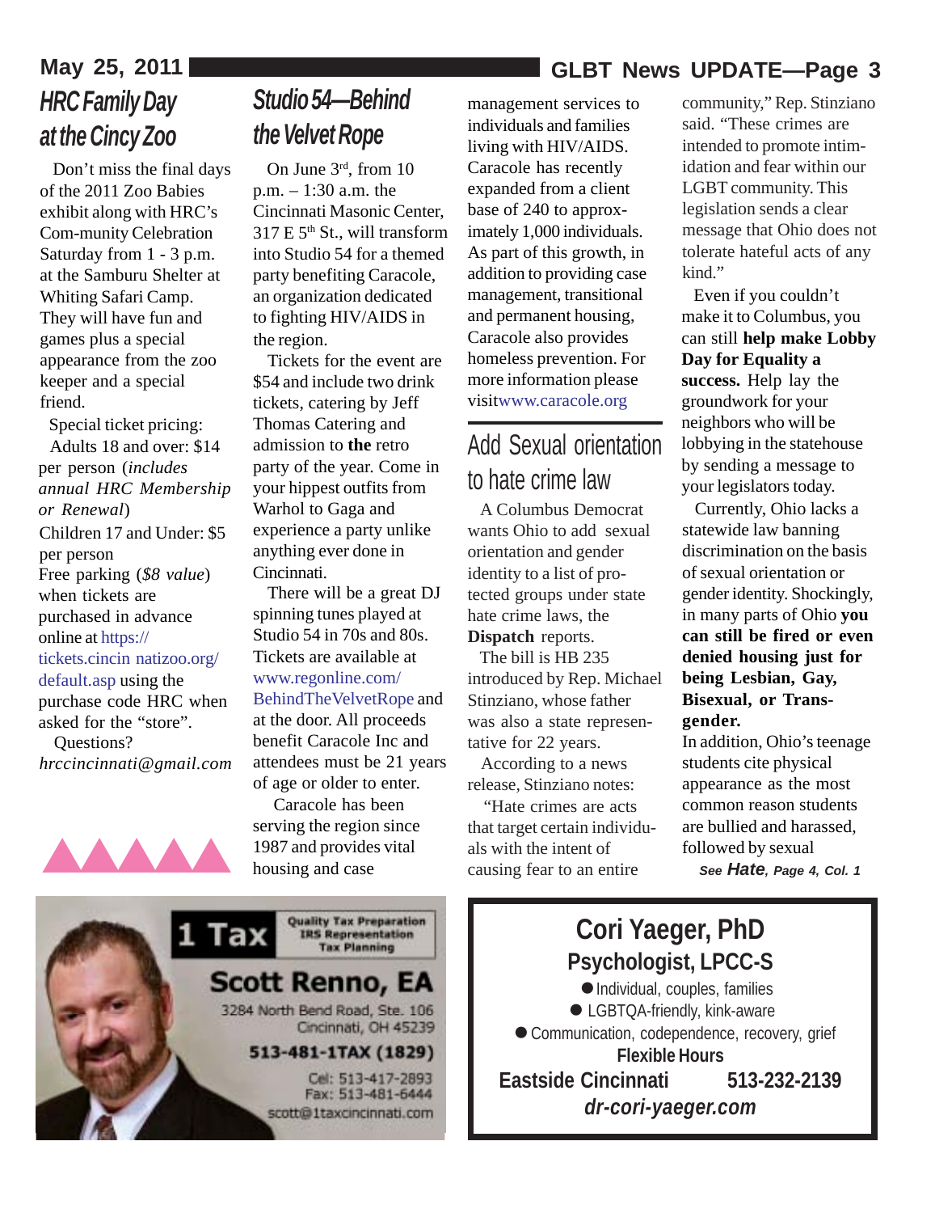## HRC Family Day at the Cincy Zoo

Don't miss the final days of the 2011 Zoo Babies exhibit along with HRC's Com-munity Celebration Saturday from 1 - 3 p.m. at the Samburu Shelter at Whiting Safari Camp. They will have fun and games plus a special appearance from the zoo keeper and a special friend.

Special ticket pricing:

Adults 18 and over: $14 per person (*includes annual HRC Membership or Renewal*)

Children 17 and Under: $5 per person

Free parking (*$8 value*) when tickets are purchased in advance online at https://tickets.cincin natizoo.org/default.asp using the purchase code HRC when asked for the "store".

Questions? *hrccincinnati@gmail.com*

## Studio 54—Behind the Velvet Rope

On June 3rd, from 10 p.m. – 1:30 a.m. the Cincinnati Masonic Center, 317 E 5th St., will transform into Studio 54 for a themed party benefiting Caracole, an organization dedicated to fighting HIV/AIDS in the region.

Tickets for the event are $54 and include two drink tickets, catering by Jeff Thomas Catering and admission to **the** retro party of the year. Come in your hippest outfits from Warhol to Gaga and experience a party unlike anything ever done in Cincinnati.

There will be a great DJ spinning tunes played at Studio 54 in 70s and 80s. Tickets are available at www.regonline.com/BehindTheVelvetRope and at the door. All proceeds benefit Caracole Inc and attendees must be 21 years of age or older to enter.

Caracole has been serving the region since 1987 and provides vital housing and case management services to individuals and families living with HIV/AIDS. Caracole has recently expanded from a client base of 240 to approx-imately 1,000 individuals. As part of this growth, in addition to providing case management, transitional and permanent housing, Caracole also provides homeless prevention. For more information please visit www.caracole.org

## Add Sexual orientation to hate crime law

A Columbus Democrat wants Ohio to add sexual orientation and gender identity to a list of pro-tected groups under state hate crime laws, the **Dispatch** reports.

The bill is HB 235 introduced by Rep. Michael Stinziano, whose father was also a state represen-tative for 22 years.

According to a news release, Stinziano notes:

"Hate crimes are acts that target certain individu-als with the intent of causing fear to an entire community," Rep. Stinziano said. "These crimes are intended to promote intim-idation and fear within our LGBT community. This legislation sends a clear message that Ohio does not tolerate hateful acts of any kind."

Even if you couldn't make it to Columbus, you can still **help make Lobby Day for Equality a success.** Help lay the groundwork for your neighbors who will be lobbying in the statehouse by sending a message to your legislators today.

Currently, Ohio lacks a statewide law banning discrimination on the basis of sexual orientation or gender identity. Shockingly, in many parts of Ohio **you can still be fired or even denied housing just for being Lesbian, Gay, Bisexual, or Trans-gender.**

In addition, Ohio's teenage students cite physical appearance as the most common reason students are bullied and harassed, followed by sexual

*See* ***Hate****, Page 4, Col. 1*

---

**1 Tax** — Quality Tax Preparation, IRS Representation, Tax Planning

**Scott Renno, EA**

3284 North Bend Road, Ste. 106
Cincinnati, OH 45239

**513-481-1TAX (1829)**

Cel: 513-417-2893
Fax: 513-481-6444
scott@1taxcincinnati.com

---

**Cori Yaeger, PhD**

**Psychologist, LPCC-S**

- Individual, couples, families
- LGBTQA-friendly, kink-aware
- Communication, codependence, recovery, grief

**Flexible Hours**

**Eastside Cincinnati 513-232-2139**

***dr-cori-yaeger.com***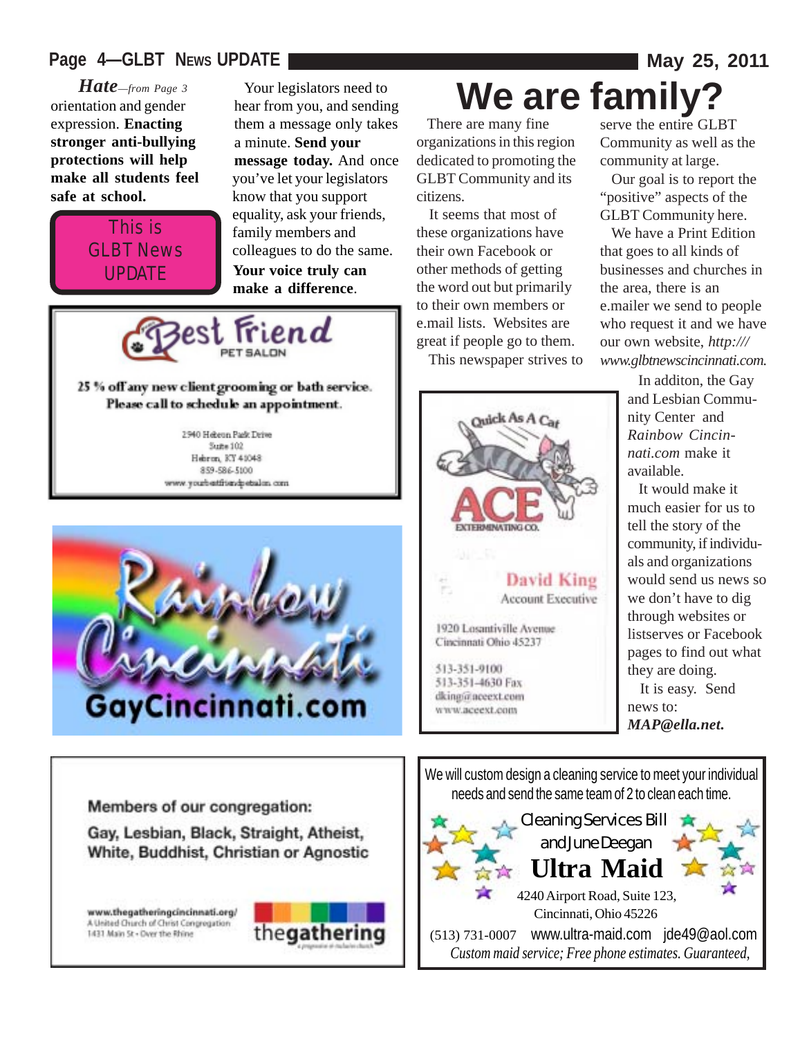***Hate****—from Page 3* orientation and gender expression. **Enacting stronger anti-bullying protections will help make all students feel safe at school.**

This is GLBT News UPDATE

Your legislators need to hear from you, and sending them a message only takes a minute. **Send your message today.** And once you've let your legislators know that you support equality, ask your friends, family members and colleagues to do the same. **Your voice truly can make a difference**.

Best Friend PET SALON

25 % off any new client grooming or bath service. Please call to schedule an appointment.

2940 Hebron Park Drive
Suite 102
Hebron, KY 41048
859-586-5100
www.yourbestfriendpetsalon.com

Rainbow Cincinnati
GayCincinnati.com

Members of our congregation:

Gay, Lesbian, Black, Straight, Atheist, White, Buddhist, Christian or Agnostic

www.thegatheringcincinnati.org/
A United Church of Christ Congregation
1431 Main St • Over the Rhine

thegathering

# We are family?

There are many fine organizations in this region dedicated to promoting the GLBT Community and its citizens.

It seems that most of these organizations have their own Facebook or other methods of getting the word out but primarily to their own members or e.mail lists. Websites are great if people go to them.

This newspaper strives to serve the entire GLBT Community as well as the community at large.

Our goal is to report the "positive" aspects of the GLBT Community here.

We have a Print Edition that goes to all kinds of businesses and churches in the area, there is an e.mailer we send to people who request it and we have our own website, *http:///www.glbtnewscincinnati.com.*

In additon, the Gay and Lesbian Community Center and *Rainbow Cincinnati.com* make it available.

It would make it much easier for us to tell the story of the community, if individuals and organizations would send us news so we don't have to dig through websites or listserves or Facebook pages to find out what they are doing.

It is easy. Send news to: ***MAP@ella.net.***

Quick As A Cat
ACE EXTERMINATING CO.

David King
Account Executive

1920 Losantiville Avenue
Cincinnati Ohio 45237

513-351-9100
513-351-4630 Fax
dking@aceext.com
www.aceext.com

We will custom design a cleaning service to meet your individual needs and send the same team of 2 to clean each time.

Cleaning Services Bill and June Deegan

**Ultra Maid**

4240 Airport Road, Suite 123,
Cincinnati, Ohio 45226

(513) 731-0007 www.ultra-maid.com jde49@aol.com

*Custom maid service; Free phone estimates. Guaranteed,*